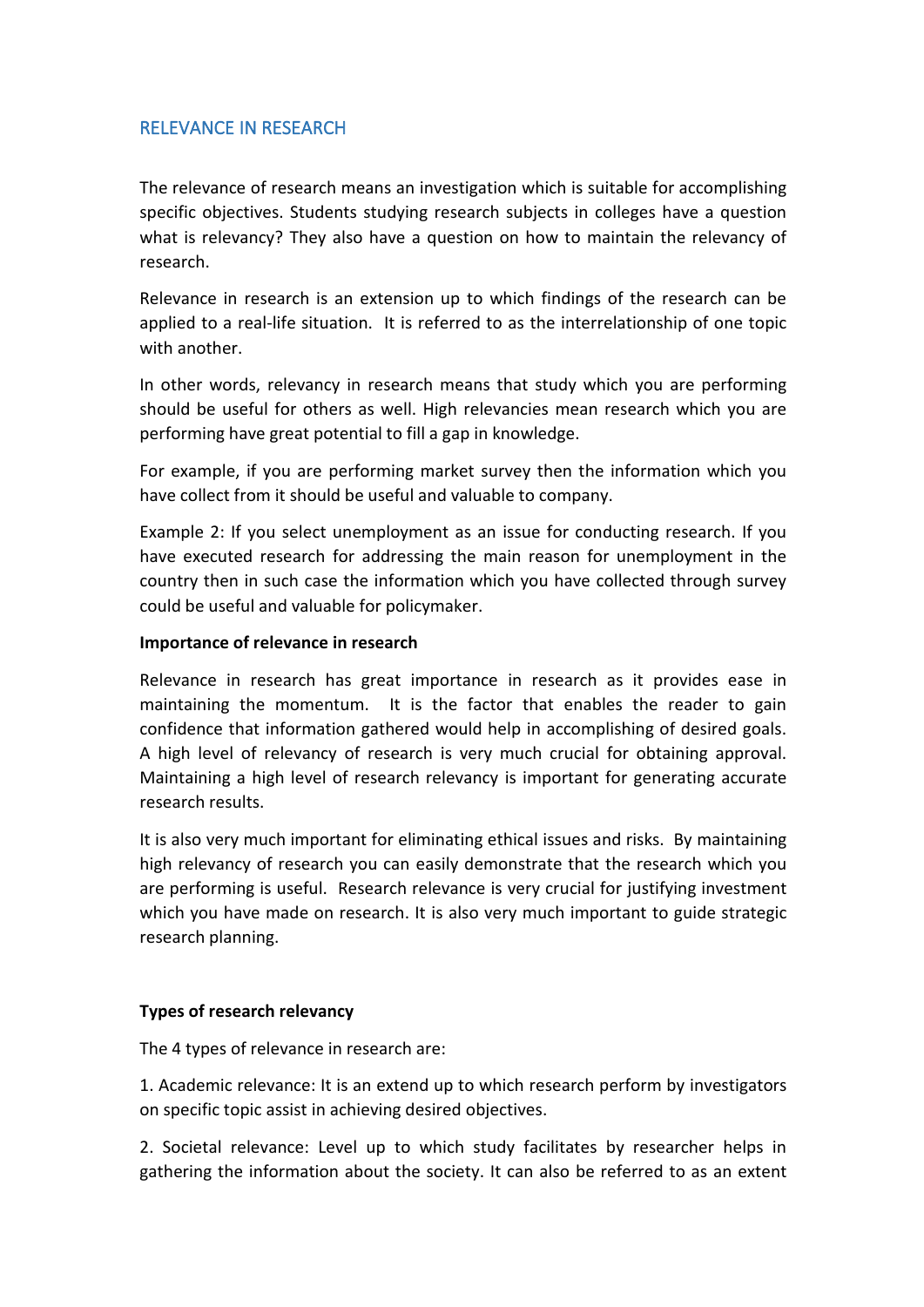## RELEVANCE IN RESEARCH

The relevance of research means an investigation which is suitable for accomplishing specific objectives. Students studying research subjects in colleges have a question what is relevancy? They also have a question on how to maintain the relevancy of research.

Relevance in research is an extension up to which findings of the research can be applied to a real-life situation. It is referred to as the interrelationship of one topic with another.

In other words, relevancy in research means that study which you are performing should be useful for others as well. High relevancies mean research which you are performing have great potential to fill a gap in knowledge.

For example, if you are performing market survey then the information which you have collect from it should be useful and valuable to company.

Example 2: If you select unemployment as an issue for conducting research. If you have executed research for addressing the main reason for unemployment in the country then in such case the information which you have collected through survey could be useful and valuable for policymaker.

**Importance of relevance in research**

Relevance in research has great importance in research as it provides ease in maintaining the momentum. It is the factor that enables the reader to gain confidence that information gathered would help in accomplishing of desired goals. A high level of relevancy of research is very much crucial for obtaining approval. Maintaining a high level of research relevancy is important for generating accurate research results.

It is also very much important for eliminating ethical issues and risks. By maintaining high relevancy of research you can easily demonstrate that the research which you are performing is useful. Research relevance is very crucial for justifying investment which you have made on research. It is also very much important to guide strategic research planning.

**Types of research relevancy**

The 4 types of relevance in research are:

1. Academic relevance: It is an extend up to which research perform by investigators on specific topic assist in achieving desired objectives.

2. Societal relevance: Level up to which study facilitates by researcher helps in gathering the information about the society. It can also be referred to as an extent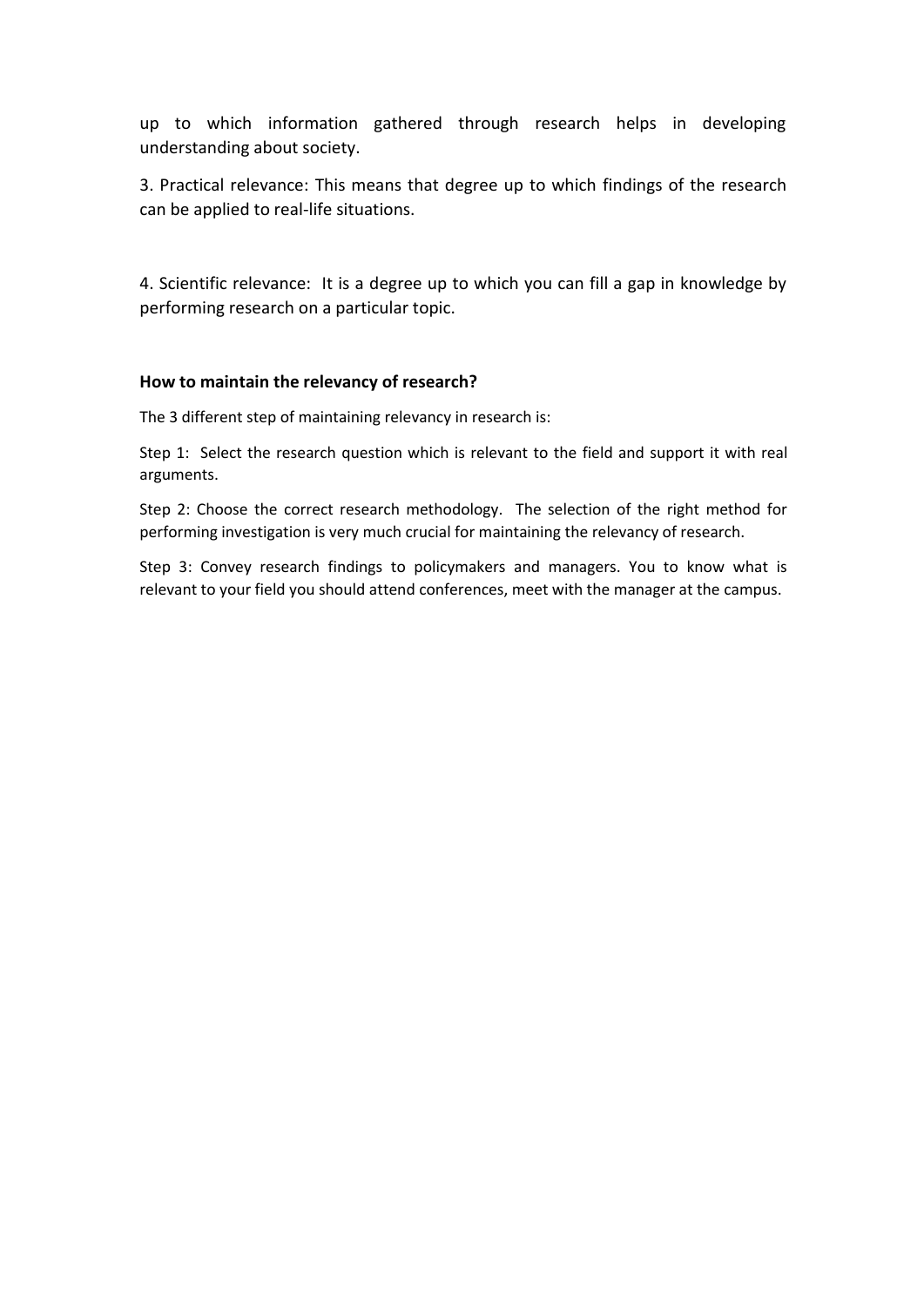up to which information gathered through research helps in developing understanding about society.

3. Practical relevance: This means that degree up to which findings of the research can be applied to real-life situations.

4. Scientific relevance: It is a degree up to which you can fill a gap in knowledge by performing research on a particular topic.

**How to maintain the relevancy of research?**

The 3 different step of maintaining relevancy in research is:

Step 1: Select the research question which is relevant to the field and support it with real arguments.

Step 2: Choose the correct research methodology. The selection of the right method for performing investigation is very much crucial for maintaining the relevancy of research.

Step 3: Convey research findings to policymakers and managers. You to know what is relevant to your field you should attend conferences, meet with the manager at the campus.